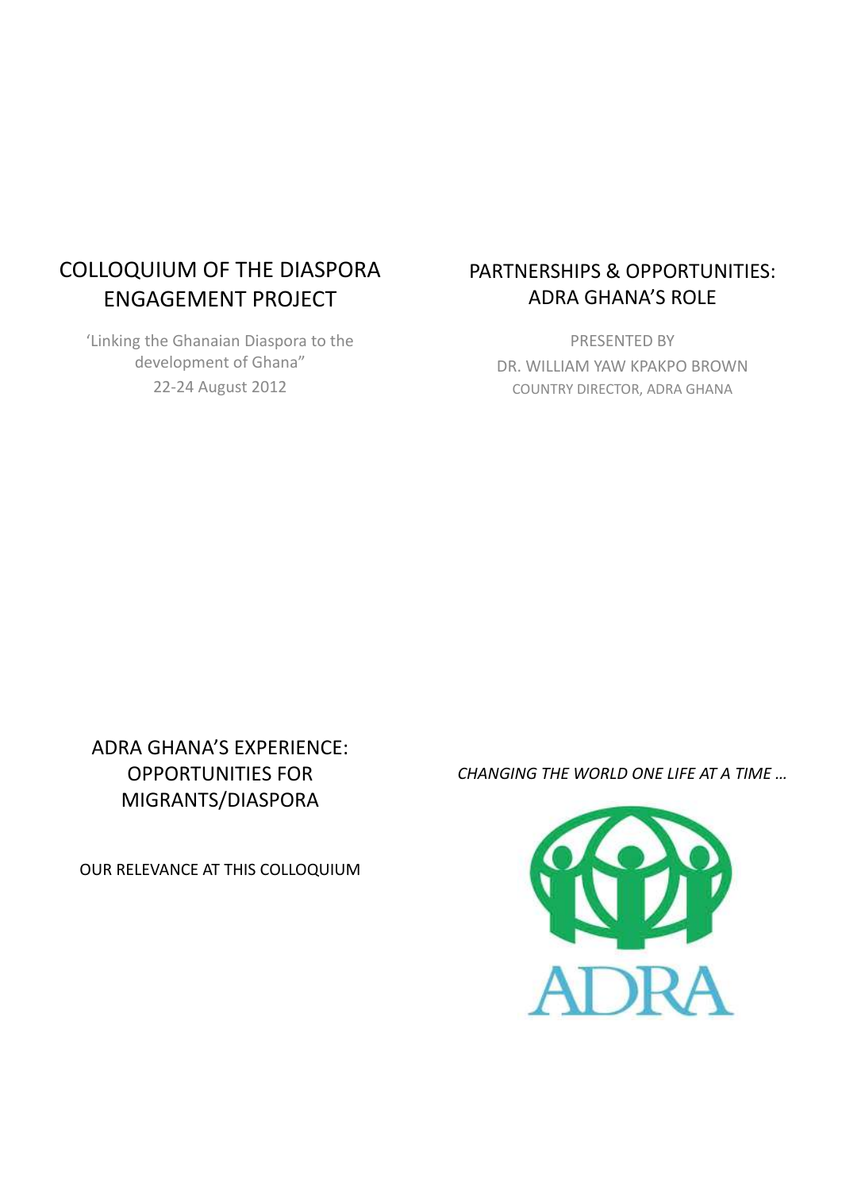# COLLOQUIUM OF THE DIASPORA ENGAGEMENT PROJECT

'Linking the Ghanaian Diaspora to the development of Ghana"

22-24 August 2012

# PARTNERSHIPS & OPPORTUNITIES: ADRA GHANA'S ROLE

PRESENTED BY

DR. WILLIAM YAW KPAKPO BROWN

COUNTRY DIRECTOR, ADRA GHANA

## ADRA GHANA'S EXPERIENCE: OPPORTUNITIES FOR MIGRANTS/DIASPORA

OUR RELEVANCE AT THIS COLLOQUIUM

*CHANGING THE WORLD ONE LIFE AT A TIME …*

ADRA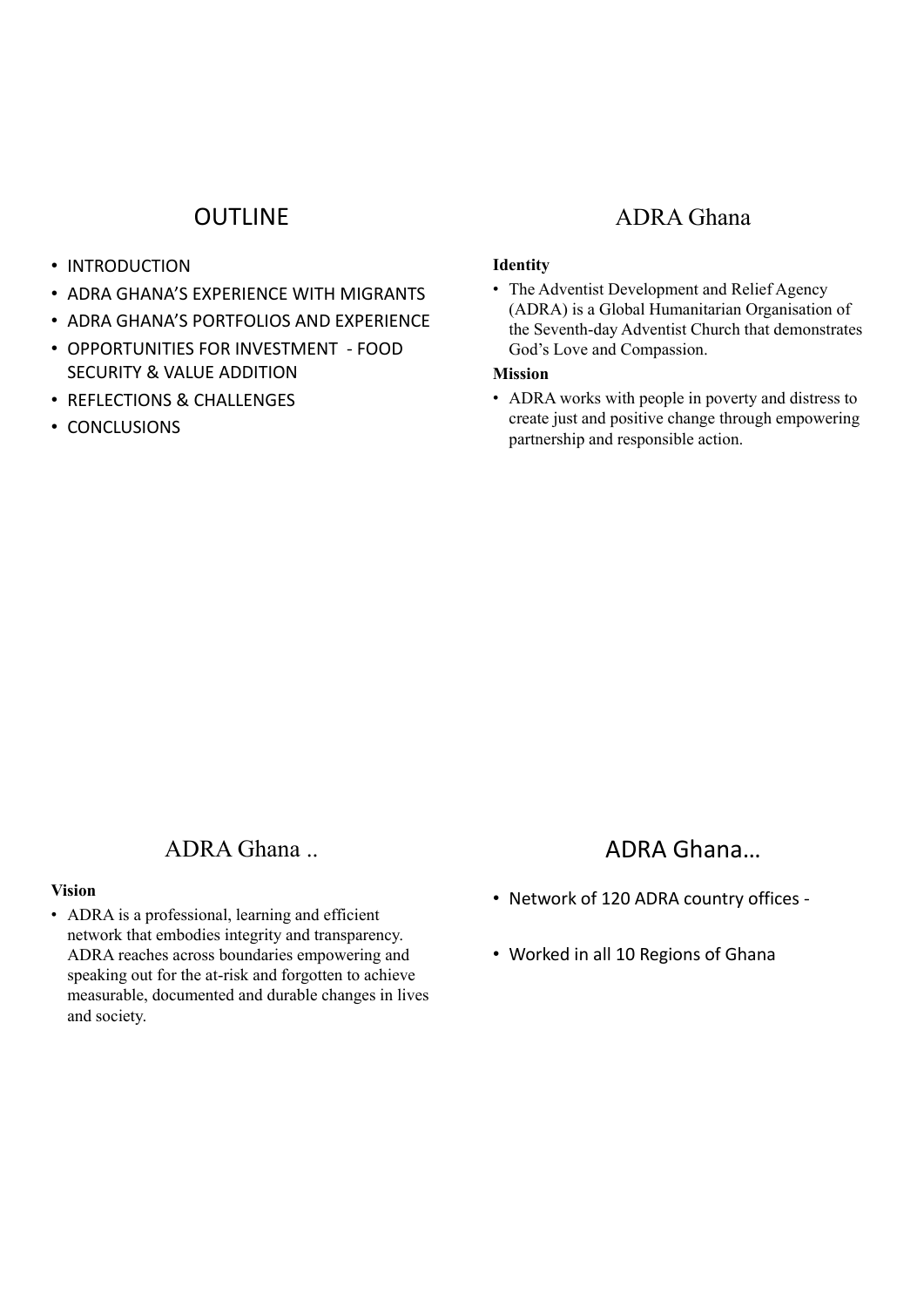## OUTLINE

- INTRODUCTION
- ADRA GHANA'S EXPERIENCE WITH MIGRANTS
- ADRA GHANA'S PORTFOLIOS AND EXPERIENCE
- OPPORTUNITIES FOR INVESTMENT - FOOD SECURITY & VALUE ADDITION
- REFLECTIONS & CHALLENGES
- CONCLUSIONS

## ADRA Ghana

**Identity**

- The Adventist Development and Relief Agency (ADRA) is a Global Humanitarian Organisation of the Seventh-day Adventist Church that demonstrates God's Love and Compassion.

**Mission**

- ADRA works with people in poverty and distress to create just and positive change through empowering partnership and responsible action.

## ADRA Ghana ..

**Vision**

- ADRA is a professional, learning and efficient network that embodies integrity and transparency. ADRA reaches across boundaries empowering and speaking out for the at-risk and forgotten to achieve measurable, documented and durable changes in lives and society.

## ADRA Ghana…

- Network of 120 ADRA country offices -
- Worked in all 10 Regions of Ghana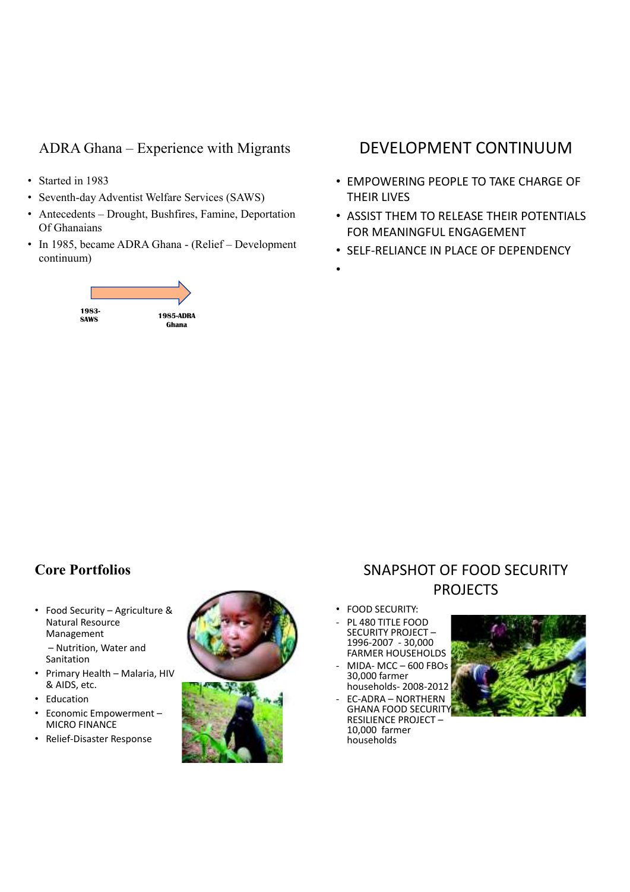## ADRA Ghana – Experience with Migrants

- Started in 1983
- Seventh-day Adventist Welfare Services (SAWS)
- Antecedents – Drought, Bushfires, Famine, Deportation Of Ghanaians
- In 1985, became ADRA Ghana - (Relief – Development continuum)

1983-SAWS → 1985-ADRA Ghana

## DEVELOPMENT CONTINUUM

- EMPOWERING PEOPLE TO TAKE CHARGE OF THEIR LIVES
- ASSIST THEM TO RELEASE THEIR POTENTIALS FOR MEANINGFUL ENGAGEMENT
- SELF-RELIANCE IN PLACE OF DEPENDENCY

## Core Portfolios

- Food Security – Agriculture & Natural Resource Management
  – Nutrition, Water and Sanitation
- Primary Health – Malaria, HIV & AIDS, etc.
- Education
- Economic Empowerment – MICRO FINANCE
- Relief-Disaster Response

## SNAPSHOT OF FOOD SECURITY PROJECTS

- FOOD SECURITY:
  - PL 480 TITLE FOOD SECURITY PROJECT – 1996-2007 - 30,000 FARMER HOUSEHOLDS
  - MIDA- MCC – 600 FBOs 30,000 farmer households- 2008-2012
  - EC-ADRA – NORTHERN GHANA FOOD SECURITY RESILIENCE PROJECT – 10,000 farmer households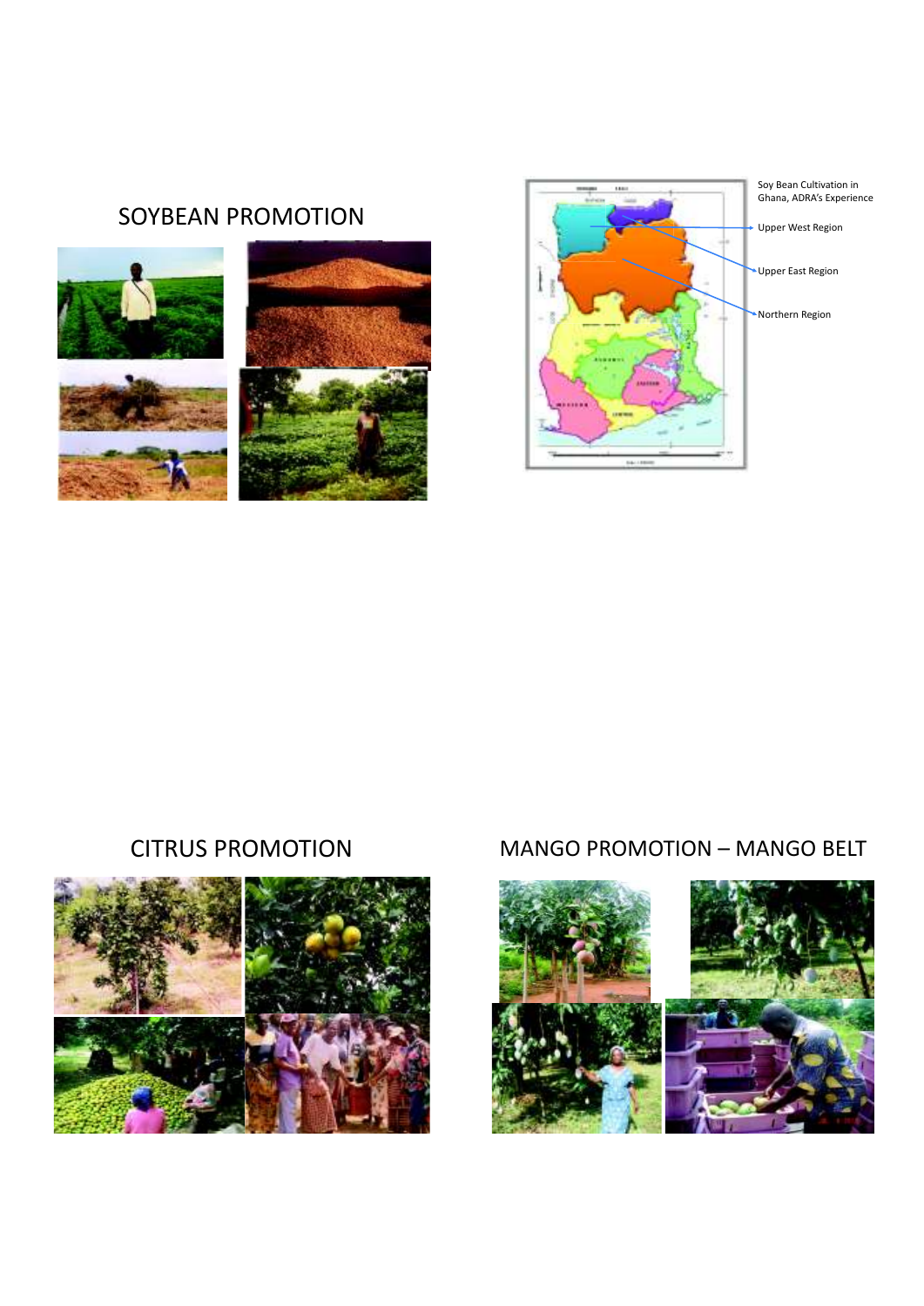## SOYBEAN PROMOTION

Soy Bean Cultivation in Ghana, ADRA's Experience

Upper West Region

Upper East Region

Northern Region

## CITRUS PROMOTION

## MANGO PROMOTION – MANGO BELT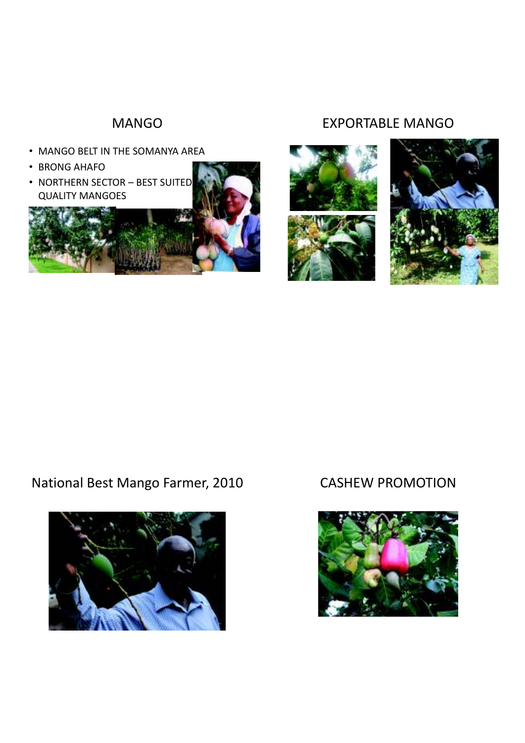## MANGO

- MANGO BELT IN THE SOMANYA AREA
- BRONG AHAFO
- NORTHERN SECTOR – BEST SUITED QUALITY MANGOES

## EXPORTABLE MANGO

## National Best Mango Farmer, 2010

## CASHEW PROMOTION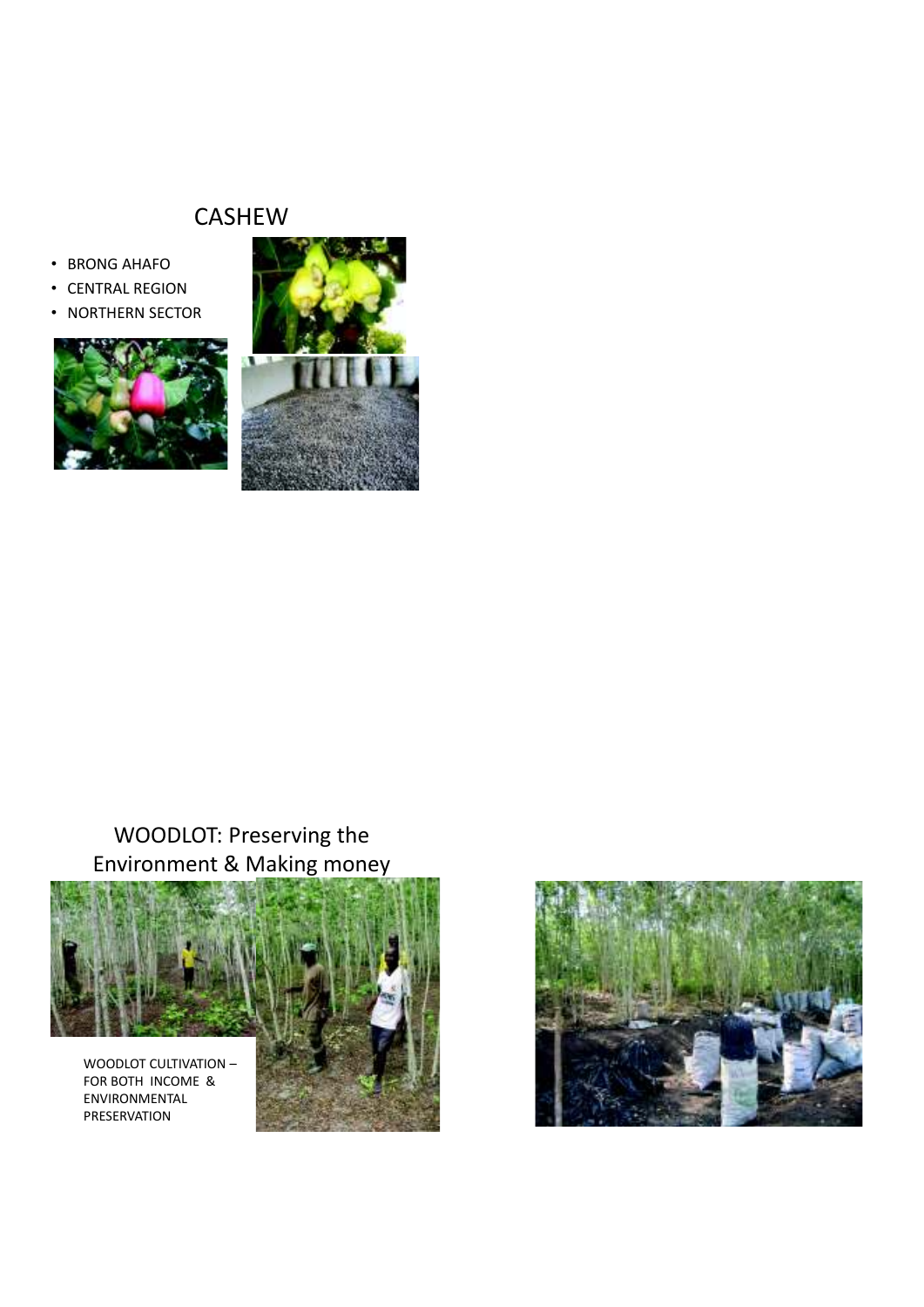## CASHEW

- BRONG AHAFO
- CENTRAL REGION
- NORTHERN SECTOR

## WOODLOT: Preserving the Environment & Making money

WOODLOT CULTIVATION – FOR BOTH INCOME & ENVIRONMENTAL PRESERVATION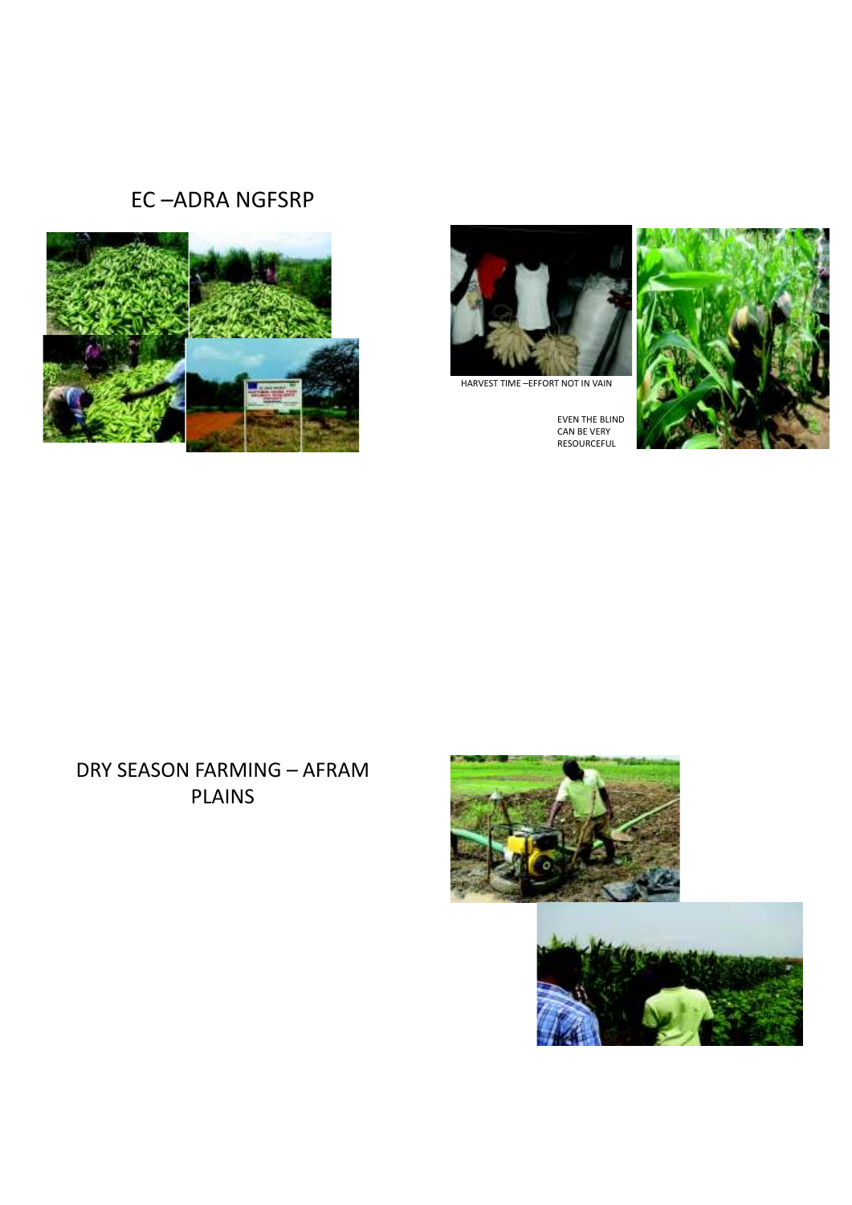## EC –ADRA NGFSRP

HARVEST TIME –EFFORT NOT IN VAIN

EVEN THE BLIND CAN BE VERY RESOURCEFUL

## DRY SEASON FARMING – AFRAM PLAINS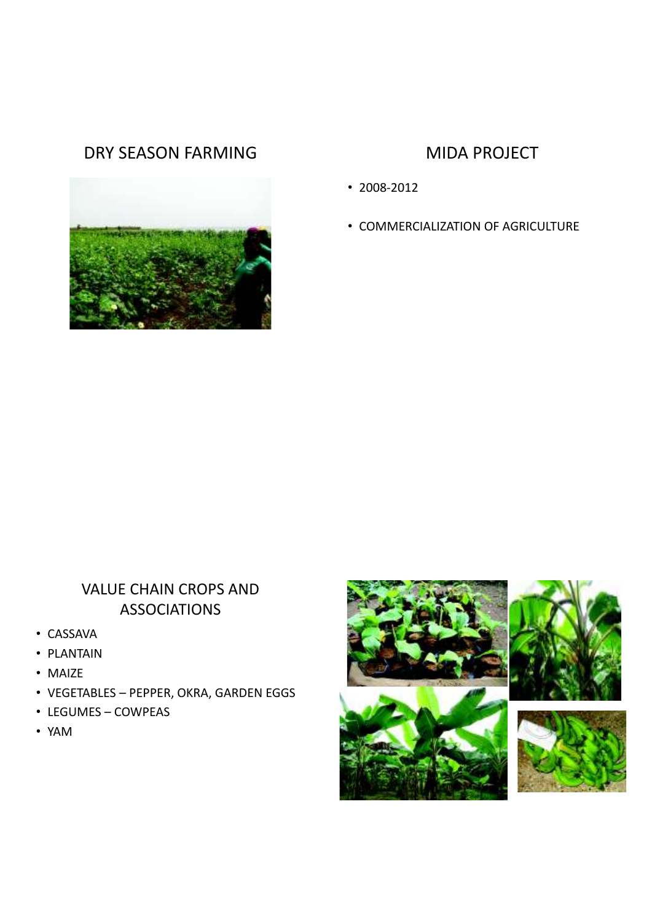## DRY SEASON FARMING

## MIDA PROJECT

- 2008-2012
- COMMERCIALIZATION OF AGRICULTURE

## VALUE CHAIN CROPS AND ASSOCIATIONS

- CASSAVA
- PLANTAIN
- MAIZE
- VEGETABLES – PEPPER, OKRA, GARDEN EGGS
- LEGUMES – COWPEAS
- YAM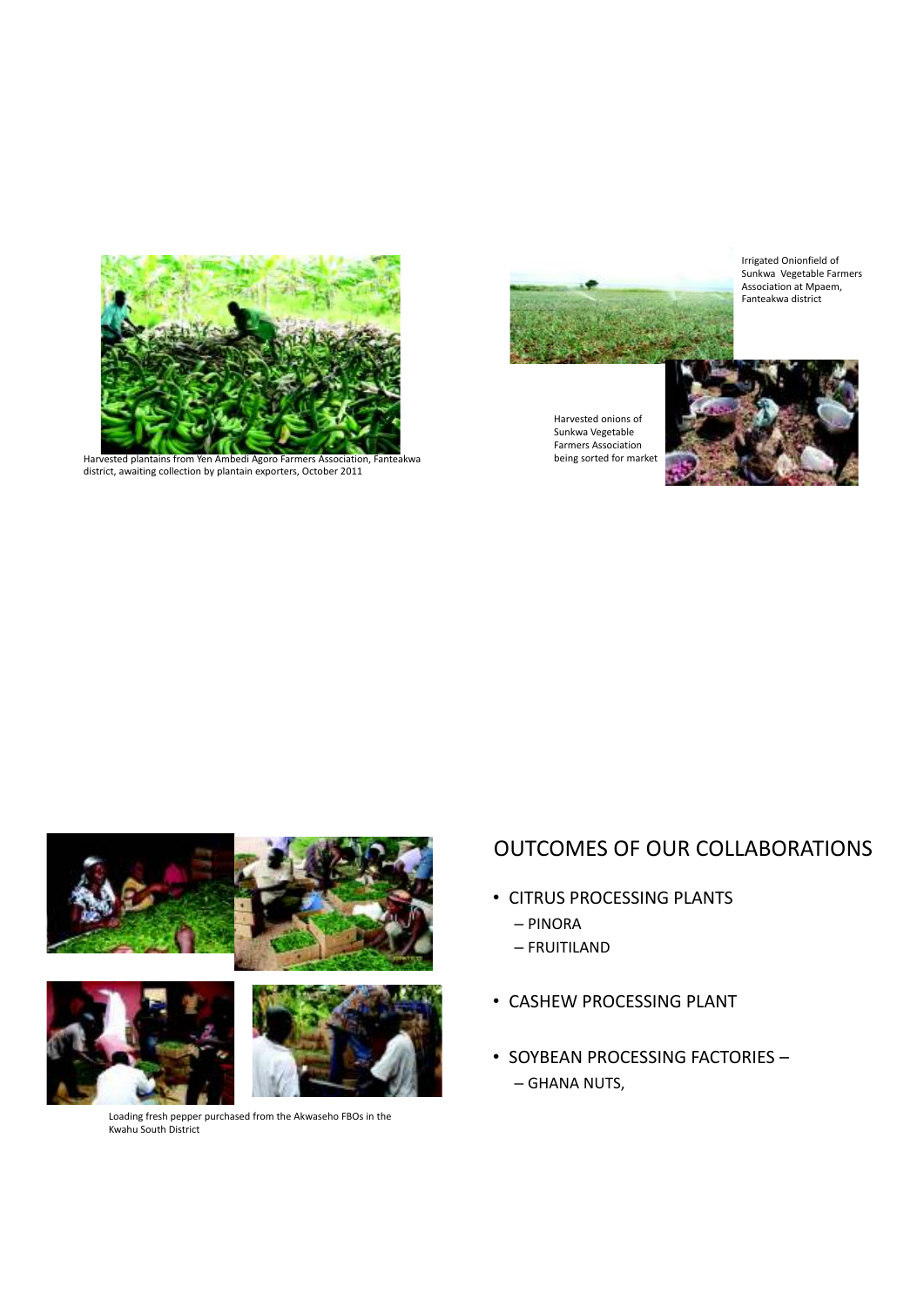Harvested plantains from Yen Ambedi Agoro Farmers Association, Fanteakwa district, awaiting collection by plantain exporters, October 2011

Irrigated Onionfield of Sunkwa Vegetable Farmers Association at Mpaem, Fanteakwa district

Harvested onions of Sunkwa Vegetable Farmers Association being sorted for market

Loading fresh pepper purchased from the Akwaseho FBOs in the Kwahu South District

## OUTCOMES OF OUR COLLABORATIONS

- CITRUS PROCESSING PLANTS
  - PINORA
  - FRUITILAND
- CASHEW PROCESSING PLANT
- SOYBEAN PROCESSING FACTORIES –
  - GHANA NUTS,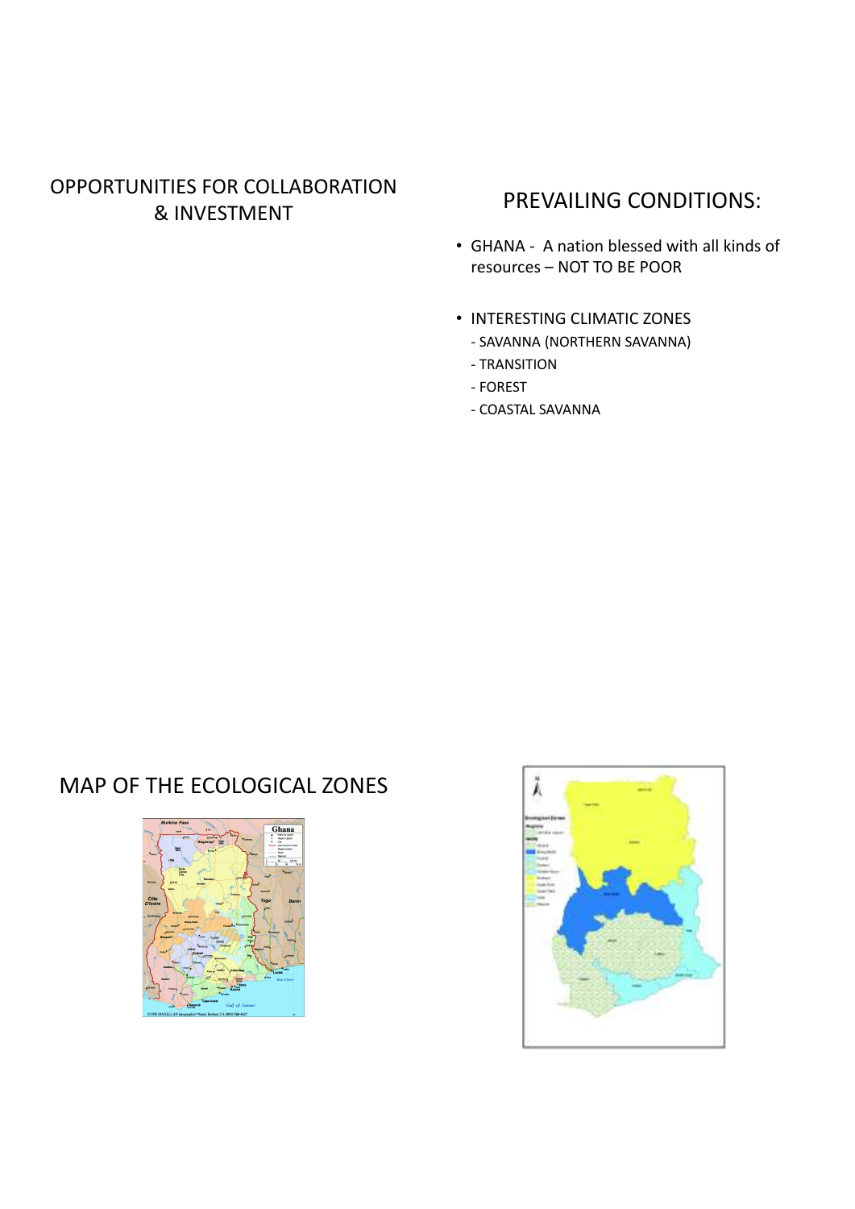# OPPORTUNITIES FOR COLLABORATION & INVESTMENT

## PREVAILING CONDITIONS:

- GHANA - A nation blessed with all kinds of resources – NOT TO BE POOR
- INTERESTING CLIMATIC ZONES
  - SAVANNA (NORTHERN SAVANNA)
  - TRANSITION
  - FOREST
  - COASTAL SAVANNA

## MAP OF THE ECOLOGICAL ZONES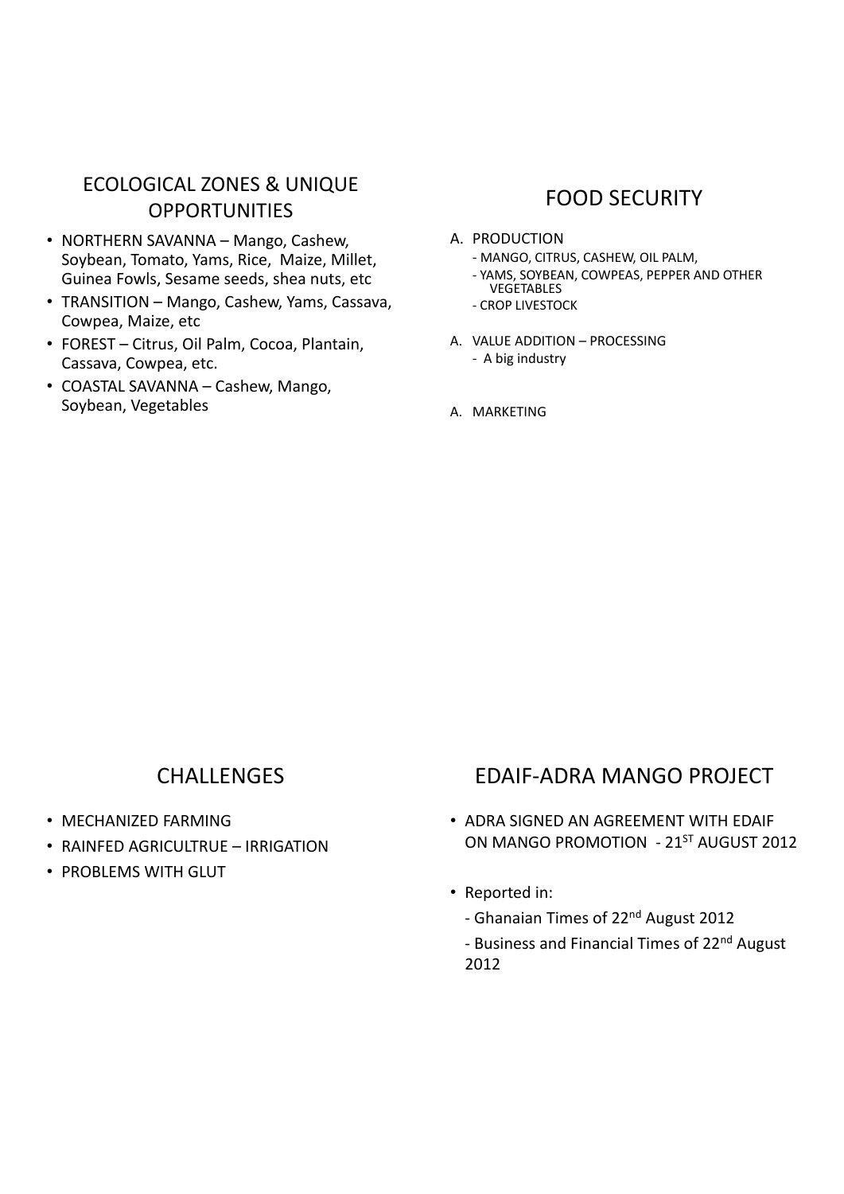## ECOLOGICAL ZONES & UNIQUE OPPORTUNITIES

- NORTHERN SAVANNA – Mango, Cashew, Soybean, Tomato, Yams, Rice, Maize, Millet, Guinea Fowls, Sesame seeds, shea nuts, etc
- TRANSITION – Mango, Cashew, Yams, Cassava, Cowpea, Maize, etc
- FOREST – Citrus, Oil Palm, Cocoa, Plantain, Cassava, Cowpea, etc.
- COASTAL SAVANNA – Cashew, Mango, Soybean, Vegetables

## FOOD SECURITY

A. PRODUCTION
   - MANGO, CITRUS, CASHEW, OIL PALM,
   - YAMS, SOYBEAN, COWPEAS, PEPPER AND OTHER VEGETABLES
   - CROP LIVESTOCK

A. VALUE ADDITION – PROCESSING
   - A big industry

A. MARKETING

## CHALLENGES

- MECHANIZED FARMING
- RAINFED AGRICULTRUE – IRRIGATION
- PROBLEMS WITH GLUT

## EDAIF-ADRA MANGO PROJECT

- ADRA SIGNED AN AGREEMENT WITH EDAIF ON MANGO PROMOTION - 21ST AUGUST 2012
- Reported in:
  - Ghanaian Times of 22nd August 2012
  - Business and Financial Times of 22nd August 2012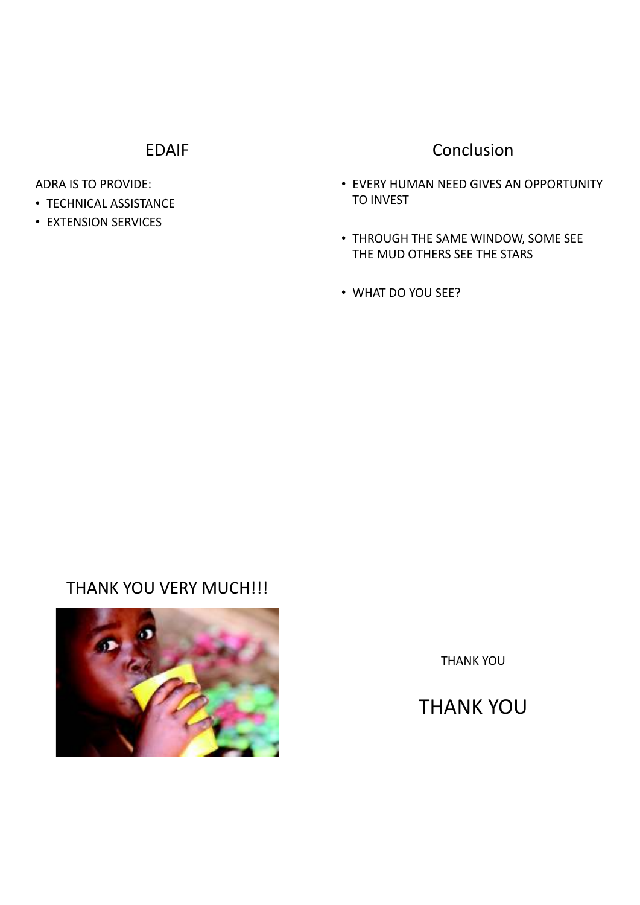## EDAIF

ADRA IS TO PROVIDE:

- TECHNICAL ASSISTANCE
- EXTENSION SERVICES

## Conclusion

- EVERY HUMAN NEED GIVES AN OPPORTUNITY TO INVEST
- THROUGH THE SAME WINDOW, SOME SEE THE MUD OTHERS SEE THE STARS
- WHAT DO YOU SEE?

## THANK YOU VERY MUCH!!!

THANK YOU

## THANK YOU